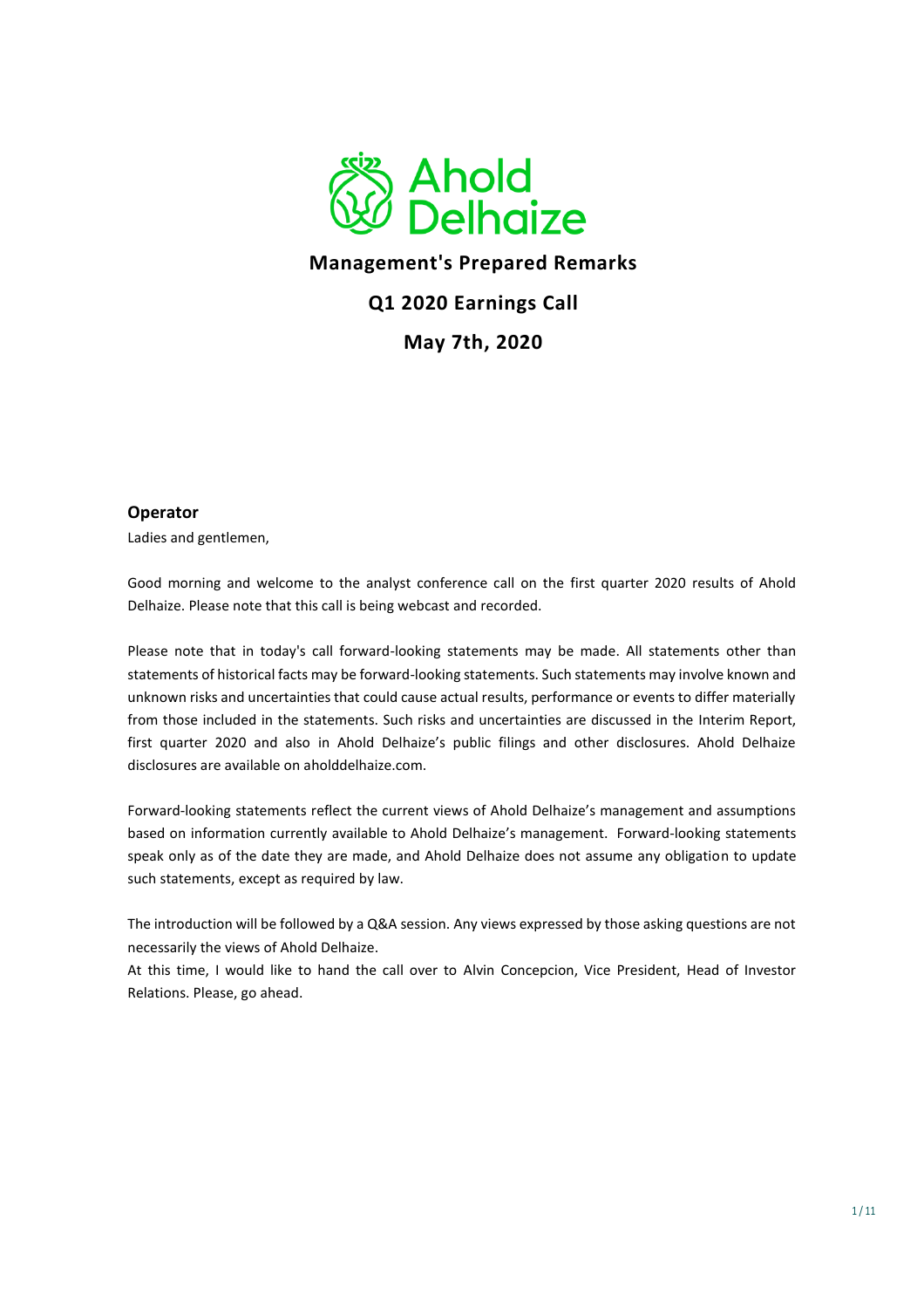Ahold Delhaize

# Management's Prepared Remarks

## Q1 2020 Earnings Call

## May 7th, 2020

### Operator

Ladies and gentlemen,

Good morning and welcome to the analyst conference call on the first quarter 2020 results of Ahold Delhaize. Please note that this call is being webcast and recorded.

Please note that in today's call forward-looking statements may be made. All statements other than statements of historical facts may be forward-looking statements. Such statements may involve known and unknown risks and uncertainties that could cause actual results, performance or events to differ materially from those included in the statements. Such risks and uncertainties are discussed in the Interim Report, first quarter 2020 and also in Ahold Delhaize's public filings and other disclosures. Ahold Delhaize disclosures are available on aholddelhaize.com.

Forward-looking statements reflect the current views of Ahold Delhaize's management and assumptions based on information currently available to Ahold Delhaize's management. Forward-looking statements speak only as of the date they are made, and Ahold Delhaize does not assume any obligation to update such statements, except as required by law.

The introduction will be followed by a Q&A session. Any views expressed by those asking questions are not necessarily the views of Ahold Delhaize.

At this time, I would like to hand the call over to Alvin Concepcion, Vice President, Head of Investor Relations. Please, go ahead.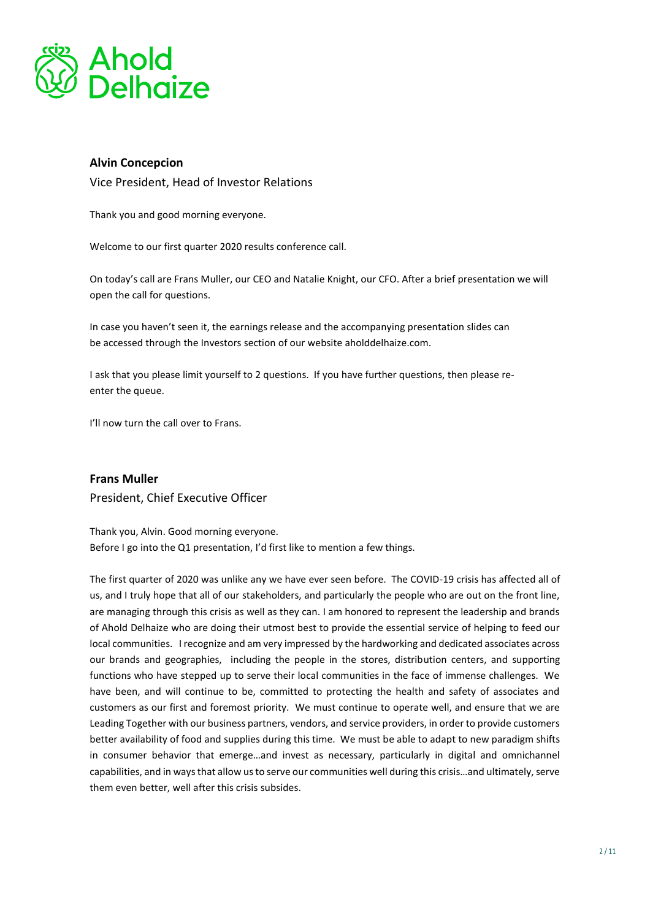**Alvin Concepcion**

Vice President, Head of Investor Relations

Thank you and good morning everyone.

Welcome to our first quarter 2020 results conference call.

On today's call are Frans Muller, our CEO and Natalie Knight, our CFO. After a brief presentation we will open the call for questions.

In case you haven't seen it, the earnings release and the accompanying presentation slides can be accessed through the Investors section of our website aholddelhaize.com.

I ask that you please limit yourself to 2 questions. If you have further questions, then please re-enter the queue.

I'll now turn the call over to Frans.

**Frans Muller**

President, Chief Executive Officer

Thank you, Alvin. Good morning everyone.
Before I go into the Q1 presentation, I'd first like to mention a few things.

The first quarter of 2020 was unlike any we have ever seen before. The COVID-19 crisis has affected all of us, and I truly hope that all of our stakeholders, and particularly the people who are out on the front line, are managing through this crisis as well as they can. I am honored to represent the leadership and brands of Ahold Delhaize who are doing their utmost best to provide the essential service of helping to feed our local communities. I recognize and am very impressed by the hardworking and dedicated associates across our brands and geographies, including the people in the stores, distribution centers, and supporting functions who have stepped up to serve their local communities in the face of immense challenges. We have been, and will continue to be, committed to protecting the health and safety of associates and customers as our first and foremost priority. We must continue to operate well, and ensure that we are Leading Together with our business partners, vendors, and service providers, in order to provide customers better availability of food and supplies during this time. We must be able to adapt to new paradigm shifts in consumer behavior that emerge…and invest as necessary, particularly in digital and omnichannel capabilities, and in ways that allow us to serve our communities well during this crisis…and ultimately, serve them even better, well after this crisis subsides.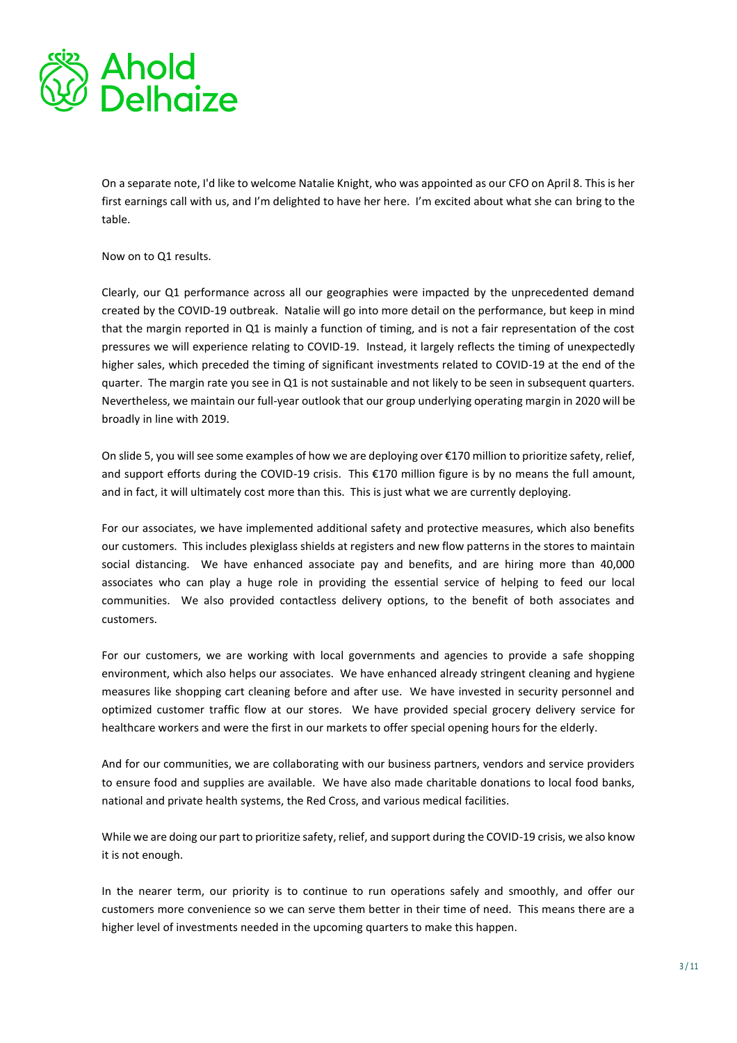On a separate note, I'd like to welcome Natalie Knight, who was appointed as our CFO on April 8. This is her first earnings call with us, and I'm delighted to have her here. I'm excited about what she can bring to the table.

Now on to Q1 results.

Clearly, our Q1 performance across all our geographies were impacted by the unprecedented demand created by the COVID-19 outbreak. Natalie will go into more detail on the performance, but keep in mind that the margin reported in Q1 is mainly a function of timing, and is not a fair representation of the cost pressures we will experience relating to COVID-19. Instead, it largely reflects the timing of unexpectedly higher sales, which preceded the timing of significant investments related to COVID-19 at the end of the quarter. The margin rate you see in Q1 is not sustainable and not likely to be seen in subsequent quarters. Nevertheless, we maintain our full-year outlook that our group underlying operating margin in 2020 will be broadly in line with 2019.

On slide 5, you will see some examples of how we are deploying over €170 million to prioritize safety, relief, and support efforts during the COVID-19 crisis. This €170 million figure is by no means the full amount, and in fact, it will ultimately cost more than this. This is just what we are currently deploying.

For our associates, we have implemented additional safety and protective measures, which also benefits our customers. This includes plexiglass shields at registers and new flow patterns in the stores to maintain social distancing. We have enhanced associate pay and benefits, and are hiring more than 40,000 associates who can play a huge role in providing the essential service of helping to feed our local communities. We also provided contactless delivery options, to the benefit of both associates and customers.

For our customers, we are working with local governments and agencies to provide a safe shopping environment, which also helps our associates. We have enhanced already stringent cleaning and hygiene measures like shopping cart cleaning before and after use. We have invested in security personnel and optimized customer traffic flow at our stores. We have provided special grocery delivery service for healthcare workers and were the first in our markets to offer special opening hours for the elderly.

And for our communities, we are collaborating with our business partners, vendors and service providers to ensure food and supplies are available. We have also made charitable donations to local food banks, national and private health systems, the Red Cross, and various medical facilities.

While we are doing our part to prioritize safety, relief, and support during the COVID-19 crisis, we also know it is not enough.

In the nearer term, our priority is to continue to run operations safely and smoothly, and offer our customers more convenience so we can serve them better in their time of need. This means there are a higher level of investments needed in the upcoming quarters to make this happen.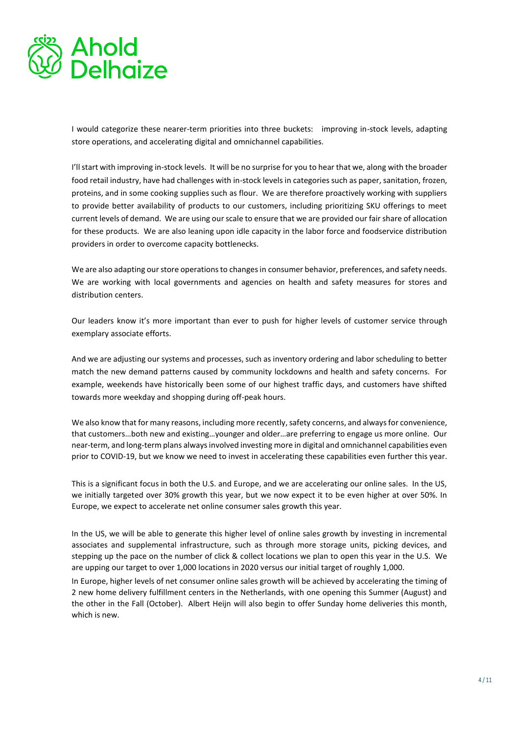I would categorize these nearer-term priorities into three buckets: improving in-stock levels, adapting store operations, and accelerating digital and omnichannel capabilities.

I'll start with improving in-stock levels. It will be no surprise for you to hear that we, along with the broader food retail industry, have had challenges with in-stock levels in categories such as paper, sanitation, frozen, proteins, and in some cooking supplies such as flour. We are therefore proactively working with suppliers to provide better availability of products to our customers, including prioritizing SKU offerings to meet current levels of demand. We are using our scale to ensure that we are provided our fair share of allocation for these products. We are also leaning upon idle capacity in the labor force and foodservice distribution providers in order to overcome capacity bottlenecks.

We are also adapting our store operations to changes in consumer behavior, preferences, and safety needs. We are working with local governments and agencies on health and safety measures for stores and distribution centers.

Our leaders know it's more important than ever to push for higher levels of customer service through exemplary associate efforts.

And we are adjusting our systems and processes, such as inventory ordering and labor scheduling to better match the new demand patterns caused by community lockdowns and health and safety concerns. For example, weekends have historically been some of our highest traffic days, and customers have shifted towards more weekday and shopping during off-peak hours.

We also know that for many reasons, including more recently, safety concerns, and always for convenience, that customers…both new and existing…younger and older…are preferring to engage us more online. Our near-term, and long-term plans always involved investing more in digital and omnichannel capabilities even prior to COVID-19, but we know we need to invest in accelerating these capabilities even further this year.

This is a significant focus in both the U.S. and Europe, and we are accelerating our online sales. In the US, we initially targeted over 30% growth this year, but we now expect it to be even higher at over 50%. In Europe, we expect to accelerate net online consumer sales growth this year.

In the US, we will be able to generate this higher level of online sales growth by investing in incremental associates and supplemental infrastructure, such as through more storage units, picking devices, and stepping up the pace on the number of click & collect locations we plan to open this year in the U.S. We are upping our target to over 1,000 locations in 2020 versus our initial target of roughly 1,000.

In Europe, higher levels of net consumer online sales growth will be achieved by accelerating the timing of 2 new home delivery fulfillment centers in the Netherlands, with one opening this Summer (August) and the other in the Fall (October). Albert Heijn will also begin to offer Sunday home deliveries this month, which is new.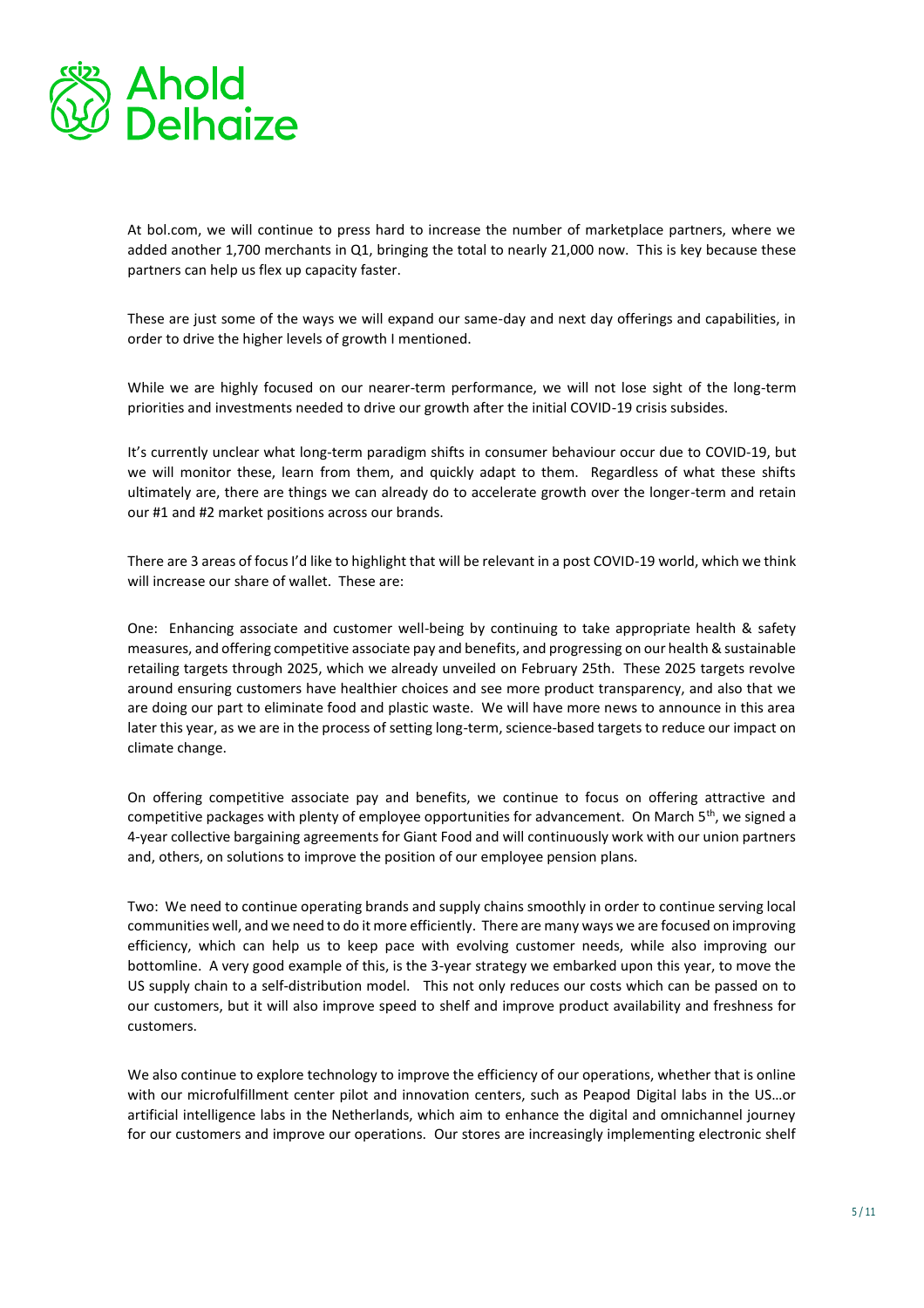At bol.com, we will continue to press hard to increase the number of marketplace partners, where we added another 1,700 merchants in Q1, bringing the total to nearly 21,000 now. This is key because these partners can help us flex up capacity faster.

These are just some of the ways we will expand our same-day and next day offerings and capabilities, in order to drive the higher levels of growth I mentioned.

While we are highly focused on our nearer-term performance, we will not lose sight of the long-term priorities and investments needed to drive our growth after the initial COVID-19 crisis subsides.

It's currently unclear what long-term paradigm shifts in consumer behaviour occur due to COVID-19, but we will monitor these, learn from them, and quickly adapt to them. Regardless of what these shifts ultimately are, there are things we can already do to accelerate growth over the longer-term and retain our #1 and #2 market positions across our brands.

There are 3 areas of focus I'd like to highlight that will be relevant in a post COVID-19 world, which we think will increase our share of wallet. These are:

One: Enhancing associate and customer well-being by continuing to take appropriate health & safety measures, and offering competitive associate pay and benefits, and progressing on our health & sustainable retailing targets through 2025, which we already unveiled on February 25th. These 2025 targets revolve around ensuring customers have healthier choices and see more product transparency, and also that we are doing our part to eliminate food and plastic waste. We will have more news to announce in this area later this year, as we are in the process of setting long-term, science-based targets to reduce our impact on climate change.

On offering competitive associate pay and benefits, we continue to focus on offering attractive and competitive packages with plenty of employee opportunities for advancement. On March 5th, we signed a 4-year collective bargaining agreements for Giant Food and will continuously work with our union partners and, others, on solutions to improve the position of our employee pension plans.

Two: We need to continue operating brands and supply chains smoothly in order to continue serving local communities well, and we need to do it more efficiently. There are many ways we are focused on improving efficiency, which can help us to keep pace with evolving customer needs, while also improving our bottomline. A very good example of this, is the 3-year strategy we embarked upon this year, to move the US supply chain to a self-distribution model. This not only reduces our costs which can be passed on to our customers, but it will also improve speed to shelf and improve product availability and freshness for customers.

We also continue to explore technology to improve the efficiency of our operations, whether that is online with our microfulfillment center pilot and innovation centers, such as Peapod Digital labs in the US…or artificial intelligence labs in the Netherlands, which aim to enhance the digital and omnichannel journey for our customers and improve our operations. Our stores are increasingly implementing electronic shelf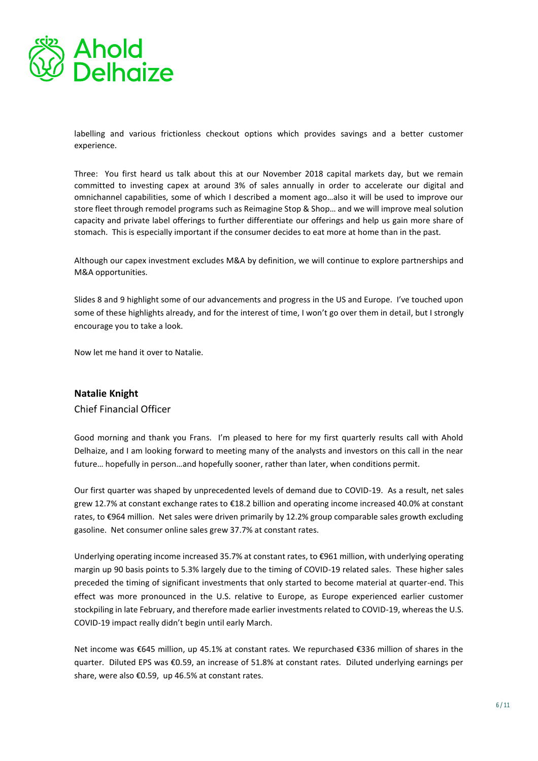labelling and various frictionless checkout options which provides savings and a better customer experience.

Three: You first heard us talk about this at our November 2018 capital markets day, but we remain committed to investing capex at around 3% of sales annually in order to accelerate our digital and omnichannel capabilities, some of which I described a moment ago…also it will be used to improve our store fleet through remodel programs such as Reimagine Stop & Shop… and we will improve meal solution capacity and private label offerings to further differentiate our offerings and help us gain more share of stomach. This is especially important if the consumer decides to eat more at home than in the past.

Although our capex investment excludes M&A by definition, we will continue to explore partnerships and M&A opportunities.

Slides 8 and 9 highlight some of our advancements and progress in the US and Europe. I've touched upon some of these highlights already, and for the interest of time, I won't go over them in detail, but I strongly encourage you to take a look.

Now let me hand it over to Natalie.

**Natalie Knight**

Chief Financial Officer

Good morning and thank you Frans. I'm pleased to here for my first quarterly results call with Ahold Delhaize, and I am looking forward to meeting many of the analysts and investors on this call in the near future… hopefully in person…and hopefully sooner, rather than later, when conditions permit.

Our first quarter was shaped by unprecedented levels of demand due to COVID-19. As a result, net sales grew 12.7% at constant exchange rates to €18.2 billion and operating income increased 40.0% at constant rates, to €964 million. Net sales were driven primarily by 12.2% group comparable sales growth excluding gasoline. Net consumer online sales grew 37.7% at constant rates.

Underlying operating income increased 35.7% at constant rates, to €961 million, with underlying operating margin up 90 basis points to 5.3% largely due to the timing of COVID-19 related sales. These higher sales preceded the timing of significant investments that only started to become material at quarter-end. This effect was more pronounced in the U.S. relative to Europe, as Europe experienced earlier customer stockpiling in late February, and therefore made earlier investments related to COVID-19, whereas the U.S. COVID-19 impact really didn't begin until early March.

Net income was €645 million, up 45.1% at constant rates. We repurchased €336 million of shares in the quarter. Diluted EPS was €0.59, an increase of 51.8% at constant rates. Diluted underlying earnings per share, were also €0.59, up 46.5% at constant rates.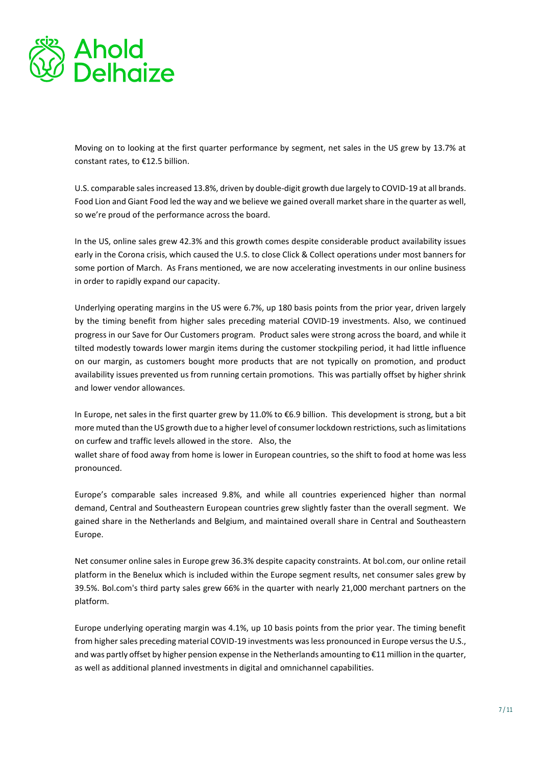Moving on to looking at the first quarter performance by segment, net sales in the US grew by 13.7% at constant rates, to €12.5 billion.

U.S. comparable sales increased 13.8%, driven by double-digit growth due largely to COVID-19 at all brands. Food Lion and Giant Food led the way and we believe we gained overall market share in the quarter as well, so we're proud of the performance across the board.

In the US, online sales grew 42.3% and this growth comes despite considerable product availability issues early in the Corona crisis, which caused the U.S. to close Click & Collect operations under most banners for some portion of March. As Frans mentioned, we are now accelerating investments in our online business in order to rapidly expand our capacity.

Underlying operating margins in the US were 6.7%, up 180 basis points from the prior year, driven largely by the timing benefit from higher sales preceding material COVID-19 investments. Also, we continued progress in our Save for Our Customers program. Product sales were strong across the board, and while it tilted modestly towards lower margin items during the customer stockpiling period, it had little influence on our margin, as customers bought more products that are not typically on promotion, and product availability issues prevented us from running certain promotions. This was partially offset by higher shrink and lower vendor allowances.

In Europe, net sales in the first quarter grew by 11.0% to €6.9 billion. This development is strong, but a bit more muted than the US growth due to a higher level of consumer lockdown restrictions, such as limitations on curfew and traffic levels allowed in the store. Also, the wallet share of food away from home is lower in European countries, so the shift to food at home was less pronounced.

Europe's comparable sales increased 9.8%, and while all countries experienced higher than normal demand, Central and Southeastern European countries grew slightly faster than the overall segment. We gained share in the Netherlands and Belgium, and maintained overall share in Central and Southeastern Europe.

Net consumer online sales in Europe grew 36.3% despite capacity constraints. At bol.com, our online retail platform in the Benelux which is included within the Europe segment results, net consumer sales grew by 39.5%. Bol.com's third party sales grew 66% in the quarter with nearly 21,000 merchant partners on the platform.

Europe underlying operating margin was 4.1%, up 10 basis points from the prior year. The timing benefit from higher sales preceding material COVID-19 investments was less pronounced in Europe versus the U.S., and was partly offset by higher pension expense in the Netherlands amounting to €11 million in the quarter, as well as additional planned investments in digital and omnichannel capabilities.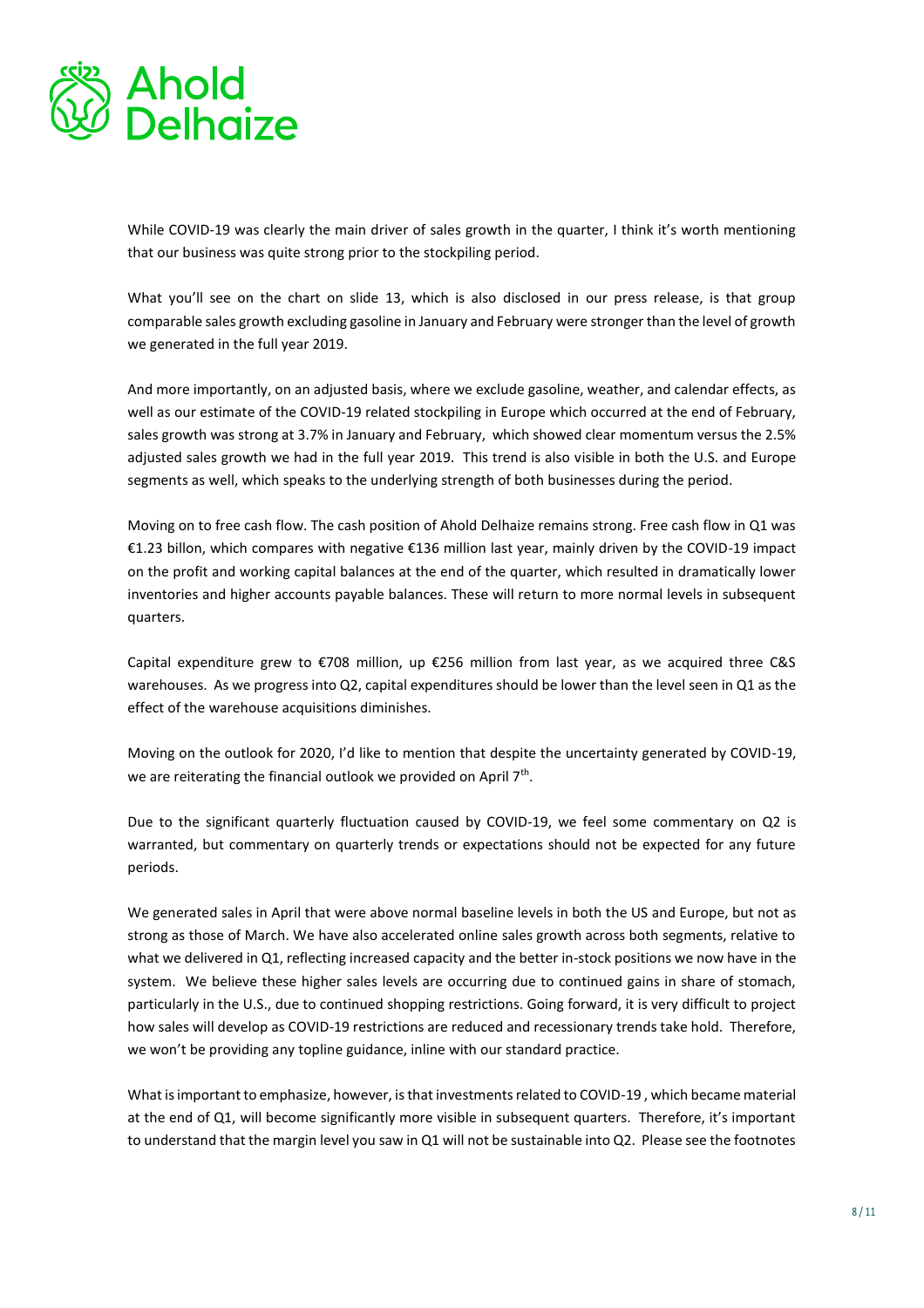While COVID-19 was clearly the main driver of sales growth in the quarter, I think it's worth mentioning that our business was quite strong prior to the stockpiling period.

What you'll see on the chart on slide 13, which is also disclosed in our press release, is that group comparable sales growth excluding gasoline in January and February were stronger than the level of growth we generated in the full year 2019.

And more importantly, on an adjusted basis, where we exclude gasoline, weather, and calendar effects, as well as our estimate of the COVID-19 related stockpiling in Europe which occurred at the end of February, sales growth was strong at 3.7% in January and February, which showed clear momentum versus the 2.5% adjusted sales growth we had in the full year 2019. This trend is also visible in both the U.S. and Europe segments as well, which speaks to the underlying strength of both businesses during the period.

Moving on to free cash flow. The cash position of Ahold Delhaize remains strong. Free cash flow in Q1 was €1.23 billon, which compares with negative €136 million last year, mainly driven by the COVID-19 impact on the profit and working capital balances at the end of the quarter, which resulted in dramatically lower inventories and higher accounts payable balances. These will return to more normal levels in subsequent quarters.

Capital expenditure grew to €708 million, up €256 million from last year, as we acquired three C&S warehouses. As we progress into Q2, capital expenditures should be lower than the level seen in Q1 as the effect of the warehouse acquisitions diminishes.

Moving on the outlook for 2020, I'd like to mention that despite the uncertainty generated by COVID-19, we are reiterating the financial outlook we provided on April 7th.

Due to the significant quarterly fluctuation caused by COVID-19, we feel some commentary on Q2 is warranted, but commentary on quarterly trends or expectations should not be expected for any future periods.

We generated sales in April that were above normal baseline levels in both the US and Europe, but not as strong as those of March. We have also accelerated online sales growth across both segments, relative to what we delivered in Q1, reflecting increased capacity and the better in-stock positions we now have in the system. We believe these higher sales levels are occurring due to continued gains in share of stomach, particularly in the U.S., due to continued shopping restrictions. Going forward, it is very difficult to project how sales will develop as COVID-19 restrictions are reduced and recessionary trends take hold. Therefore, we won't be providing any topline guidance, inline with our standard practice.

What is important to emphasize, however, is that investments related to COVID-19 , which became material at the end of Q1, will become significantly more visible in subsequent quarters. Therefore, it's important to understand that the margin level you saw in Q1 will not be sustainable into Q2. Please see the footnotes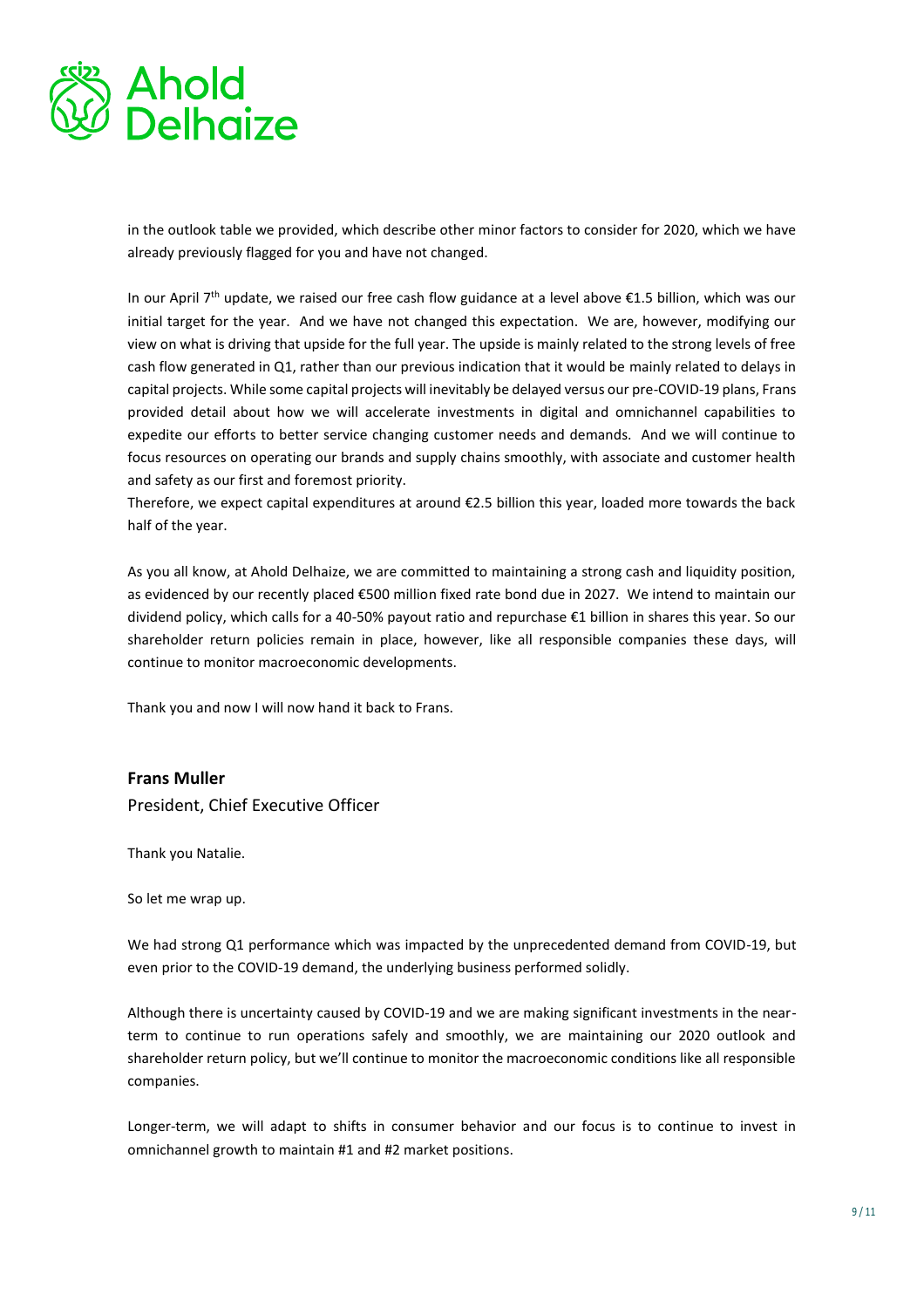in the outlook table we provided, which describe other minor factors to consider for 2020, which we have already previously flagged for you and have not changed.

In our April 7th update, we raised our free cash flow guidance at a level above €1.5 billion, which was our initial target for the year. And we have not changed this expectation. We are, however, modifying our view on what is driving that upside for the full year. The upside is mainly related to the strong levels of free cash flow generated in Q1, rather than our previous indication that it would be mainly related to delays in capital projects. While some capital projects will inevitably be delayed versus our pre-COVID-19 plans, Frans provided detail about how we will accelerate investments in digital and omnichannel capabilities to expedite our efforts to better service changing customer needs and demands. And we will continue to focus resources on operating our brands and supply chains smoothly, with associate and customer health and safety as our first and foremost priority.

Therefore, we expect capital expenditures at around €2.5 billion this year, loaded more towards the back half of the year.

As you all know, at Ahold Delhaize, we are committed to maintaining a strong cash and liquidity position, as evidenced by our recently placed €500 million fixed rate bond due in 2027. We intend to maintain our dividend policy, which calls for a 40-50% payout ratio and repurchase €1 billion in shares this year. So our shareholder return policies remain in place, however, like all responsible companies these days, will continue to monitor macroeconomic developments.

Thank you and now I will now hand it back to Frans.

**Frans Muller**

President, Chief Executive Officer

Thank you Natalie.

So let me wrap up.

We had strong Q1 performance which was impacted by the unprecedented demand from COVID-19, but even prior to the COVID-19 demand, the underlying business performed solidly.

Although there is uncertainty caused by COVID-19 and we are making significant investments in the near-term to continue to run operations safely and smoothly, we are maintaining our 2020 outlook and shareholder return policy, but we'll continue to monitor the macroeconomic conditions like all responsible companies.

Longer-term, we will adapt to shifts in consumer behavior and our focus is to continue to invest in omnichannel growth to maintain #1 and #2 market positions.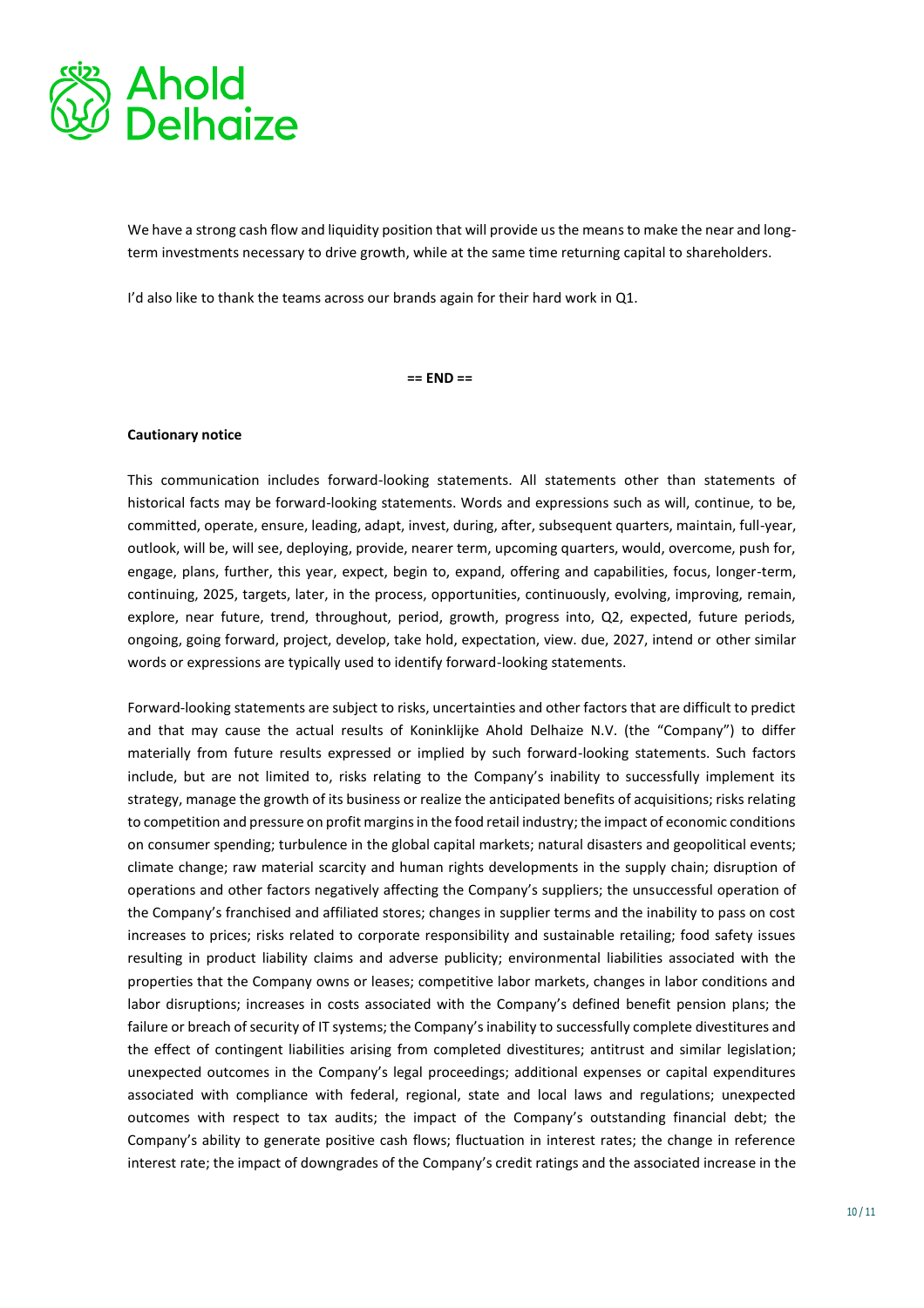We have a strong cash flow and liquidity position that will provide us the means to make the near and long-term investments necessary to drive growth, while at the same time returning capital to shareholders.

I'd also like to thank the teams across our brands again for their hard work in Q1.

**== END ==**

**Cautionary notice**

This communication includes forward-looking statements. All statements other than statements of historical facts may be forward-looking statements. Words and expressions such as will, continue, to be, committed, operate, ensure, leading, adapt, invest, during, after, subsequent quarters, maintain, full-year, outlook, will be, will see, deploying, provide, nearer term, upcoming quarters, would, overcome, push for, engage, plans, further, this year, expect, begin to, expand, offering and capabilities, focus, longer-term, continuing, 2025, targets, later, in the process, opportunities, continuously, evolving, improving, remain, explore, near future, trend, throughout, period, growth, progress into, Q2, expected, future periods, ongoing, going forward, project, develop, take hold, expectation, view. due, 2027, intend or other similar words or expressions are typically used to identify forward-looking statements.

Forward-looking statements are subject to risks, uncertainties and other factors that are difficult to predict and that may cause the actual results of Koninklijke Ahold Delhaize N.V. (the "Company") to differ materially from future results expressed or implied by such forward-looking statements. Such factors include, but are not limited to, risks relating to the Company's inability to successfully implement its strategy, manage the growth of its business or realize the anticipated benefits of acquisitions; risks relating to competition and pressure on profit margins in the food retail industry; the impact of economic conditions on consumer spending; turbulence in the global capital markets; natural disasters and geopolitical events; climate change; raw material scarcity and human rights developments in the supply chain; disruption of operations and other factors negatively affecting the Company's suppliers; the unsuccessful operation of the Company's franchised and affiliated stores; changes in supplier terms and the inability to pass on cost increases to prices; risks related to corporate responsibility and sustainable retailing; food safety issues resulting in product liability claims and adverse publicity; environmental liabilities associated with the properties that the Company owns or leases; competitive labor markets, changes in labor conditions and labor disruptions; increases in costs associated with the Company's defined benefit pension plans; the failure or breach of security of IT systems; the Company's inability to successfully complete divestitures and the effect of contingent liabilities arising from completed divestitures; antitrust and similar legislation; unexpected outcomes in the Company's legal proceedings; additional expenses or capital expenditures associated with compliance with federal, regional, state and local laws and regulations; unexpected outcomes with respect to tax audits; the impact of the Company's outstanding financial debt; the Company's ability to generate positive cash flows; fluctuation in interest rates; the change in reference interest rate; the impact of downgrades of the Company's credit ratings and the associated increase in the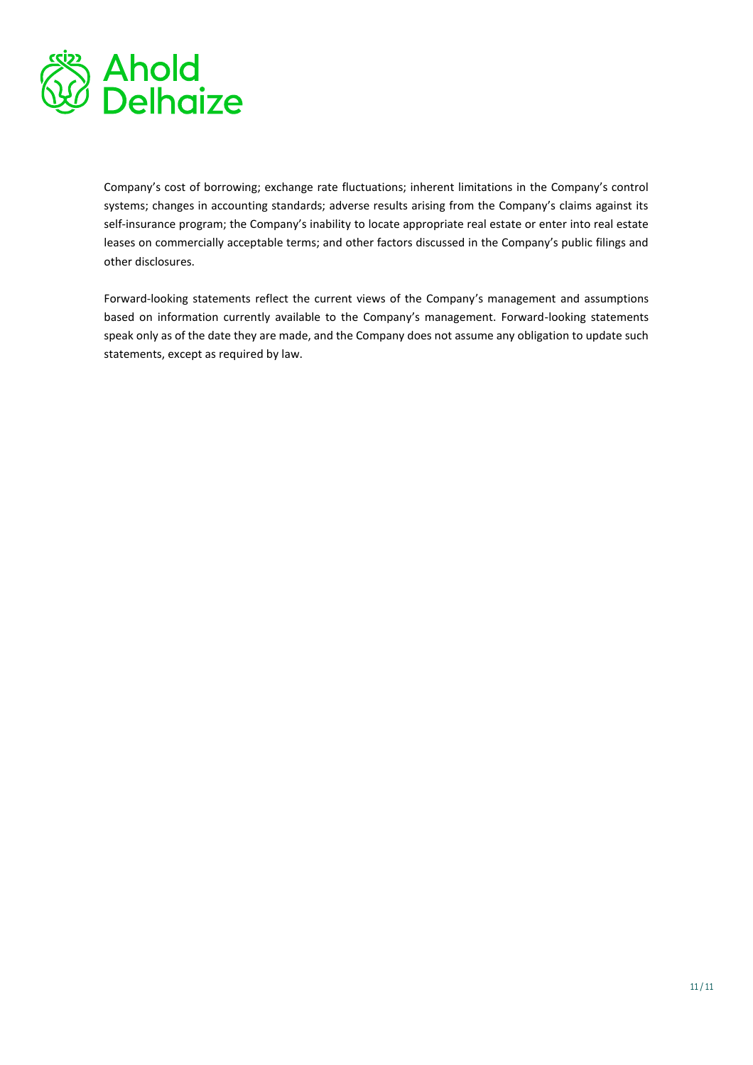Company's cost of borrowing; exchange rate fluctuations; inherent limitations in the Company's control systems; changes in accounting standards; adverse results arising from the Company's claims against its self-insurance program; the Company's inability to locate appropriate real estate or enter into real estate leases on commercially acceptable terms; and other factors discussed in the Company's public filings and other disclosures.

Forward-looking statements reflect the current views of the Company's management and assumptions based on information currently available to the Company's management. Forward-looking statements speak only as of the date they are made, and the Company does not assume any obligation to update such statements, except as required by law.